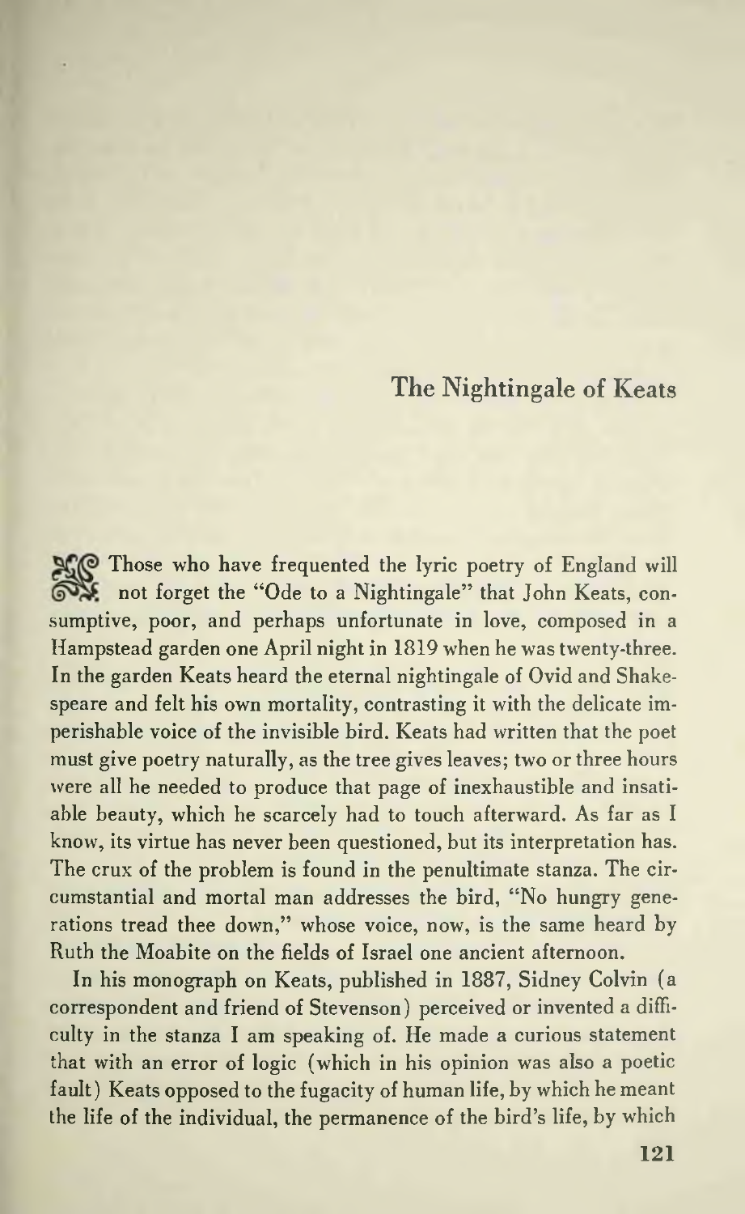# The Nightingale of Keats

Those who have frequented the lyric poetry of England will not forget the "Ode to a Nightingale" that John Keats, consumptive, poor, and perhaps unfortunate in love, composed in a Hampstead garden one April night in 1819 when he was twenty-three. In the garden Keats heard the eternal nightingale of Ovid and Shakespeare and felt his own mortality, contrasting it with the delicate imperishable voice of the invisible bird. Keats had written that the poet must give poetry naturally, as the tree gives leaves; two or three hours were all he needed to produce that page of inexhaustible and insatiable beauty, which he scarcely had to touch afterward. As far as I know, its virtue has never been questioned, but its interpretation has. The crux of the problem is found in the penultimate stanza. The circumstantial and mortal man addresses the bird, "No hungry generations tread thee down," whose voice, now, is the same heard by Ruth the Moabite on the fields of Israel one ancient afternoon.

In his monograph on Keats, published in 1887, Sidney Colvin (a correspondent and friend of Stevenson) perceived or invented a difficulty in the stanza I am speaking of. He made a curious statement that with an error of logic (which in his opinion was also a poetic fault) Keats opposed to the fugacity of human life, by which he meant the life of the individual, the permanence of the bird's life, by which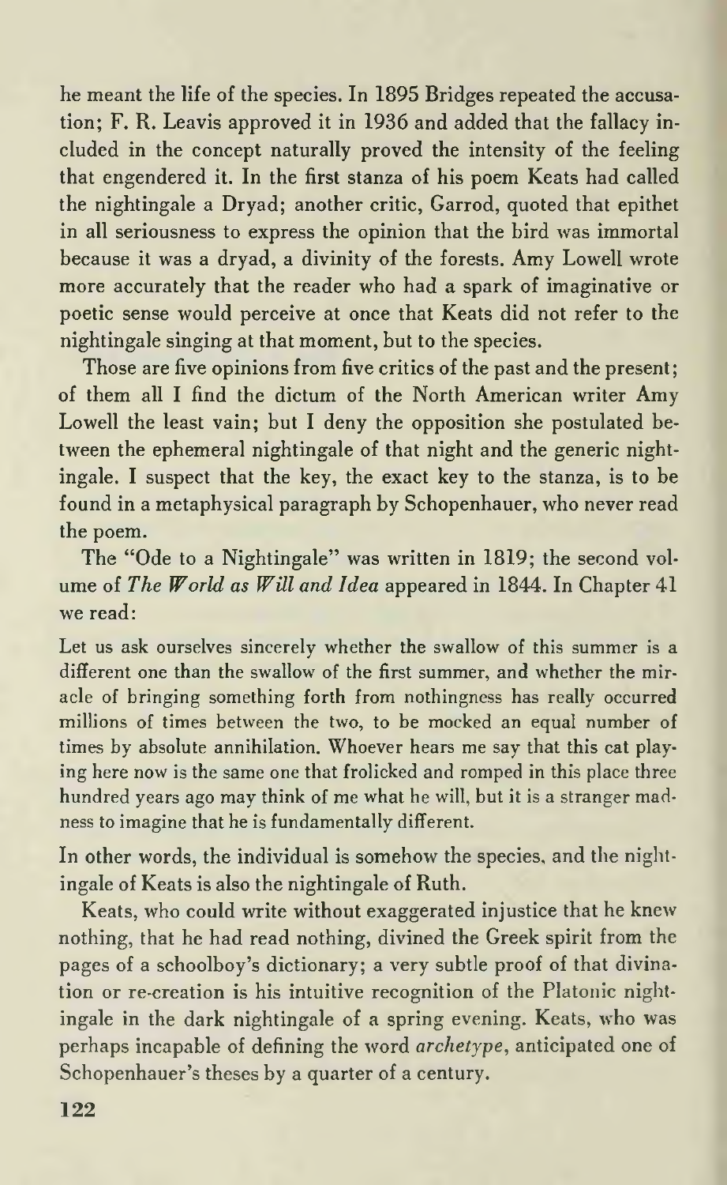he meant the life of the species. In 1895 Bridges repeated the accusation; F. R. Leavis approved it in 1936 and added that the fallacy included in the concept naturally proved the intensity of the feeling that engendered it. In the first stanza of his poem Keats had called the nightingale a Dryad; another critic, Garrod, quoted that epithet in all seriousness to express the opinion that the bird was immortal because it was a dryad, a divinity of the forests. Amy Lowell wrote more accurately that the reader who had a spark of imaginative or poetic sense would perceive at once that Keats did not refer to the nightingale singing at that moment, but to the species.

Those are five opinions from five critics of the past and the present; of them all I find the dictum of the North American writer Amy Lowell the least vain; but I deny the opposition she postulated between the ephemeral nightingale of that night and the generic nightingale. I suspect that the key, the exact key to the stanza, is to be found in a metaphysical paragraph by Schopenhauer, who never read the poem.

The "Ode to a Nightingale" was written in 1819; the second volume of *The World as Will and Idea* appeared in 1844. In Chapter 41 we read:

> Let us ask ourselves sincerely whether the swallow of this summer is a different one than the swallow of the first summer, and whether the miracle of bringing something forth from nothingness has really occurred millions of times between the two, to be mocked an equal number of times by absolute annihilation. Whoever hears me say that this cat playing here now is the same one that frolicked and romped in this place three hundred years ago may think of me what he will, but it is a stranger madness to imagine that he is fundamentally different.

In other words, the individual is somehow the species, and the nightingale of Keats is also the nightingale of Ruth.

Keats, who could write without exaggerated injustice that he knew nothing, that he had read nothing, divined the Greek spirit from the pages of a schoolboy's dictionary; a very subtle proof of that divination or re-creation is his intuitive recognition of the Platonic nightingale in the dark nightingale of a spring evening. Keats, who was perhaps incapable of defining the word *archetype*, anticipated one of Schopenhauer's theses by a quarter of a century.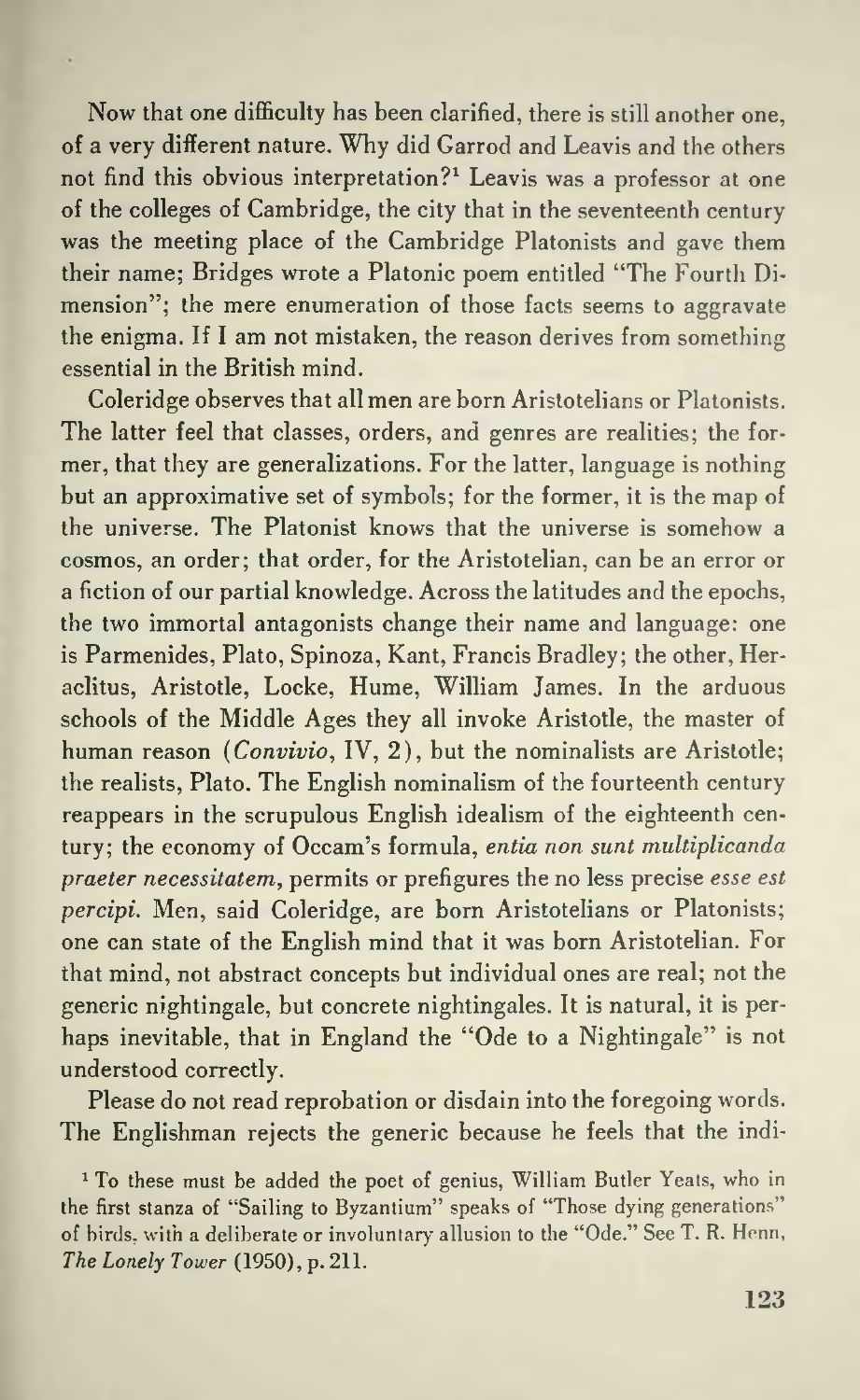Now that one difficulty has been clarified, there is still another one, of a very different nature. Why did Garrod and Leavis and the others not find this obvious interpretation?[1] Leavis was a professor at one of the colleges of Cambridge, the city that in the seventeenth century was the meeting place of the Cambridge Platonists and gave them their name; Bridges wrote a Platonic poem entitled "The Fourth Dimension"; the mere enumeration of those facts seems to aggravate the enigma. If I am not mistaken, the reason derives from something essential in the British mind.

Coleridge observes that all men are born Aristotelians or Platonists. The latter feel that classes, orders, and genres are realities; the former, that they are generalizations. For the latter, language is nothing but an approximative set of symbols; for the former, it is the map of the universe. The Platonist knows that the universe is somehow a cosmos, an order; that order, for the Aristotelian, can be an error or a fiction of our partial knowledge. Across the latitudes and the epochs, the two immortal antagonists change their name and language: one is Parmenides, Plato, Spinoza, Kant, Francis Bradley; the other, Heraclitus, Aristotle, Locke, Hume, William James. In the arduous schools of the Middle Ages they all invoke Aristotle, the master of human reason (*Convivio*, IV, 2), but the nominalists are Aristotle; the realists, Plato. The English nominalism of the fourteenth century reappears in the scrupulous English idealism of the eighteenth century; the economy of Occam's formula, *entia non sunt multiplicanda praeter necessitatem*, permits or prefigures the no less precise *esse est percipi*. Men, said Coleridge, are born Aristotelians or Platonists; one can state of the English mind that it was born Aristotelian. For that mind, not abstract concepts but individual ones are real; not the generic nightingale, but concrete nightingales. It is natural, it is perhaps inevitable, that in England the "Ode to a Nightingale" is not understood correctly.

Please do not read reprobation or disdain into the foregoing words. The Englishman rejects the generic because he feels that the indi-

[1] To these must be added the poet of genius, William Butler Yeats, who in the first stanza of "Sailing to Byzantium" speaks of "Those dying generations" of birds, with a deliberate or involuntary allusion to the "Ode." See T. R. Henn, *The Lonely Tower* (1950), p. 211.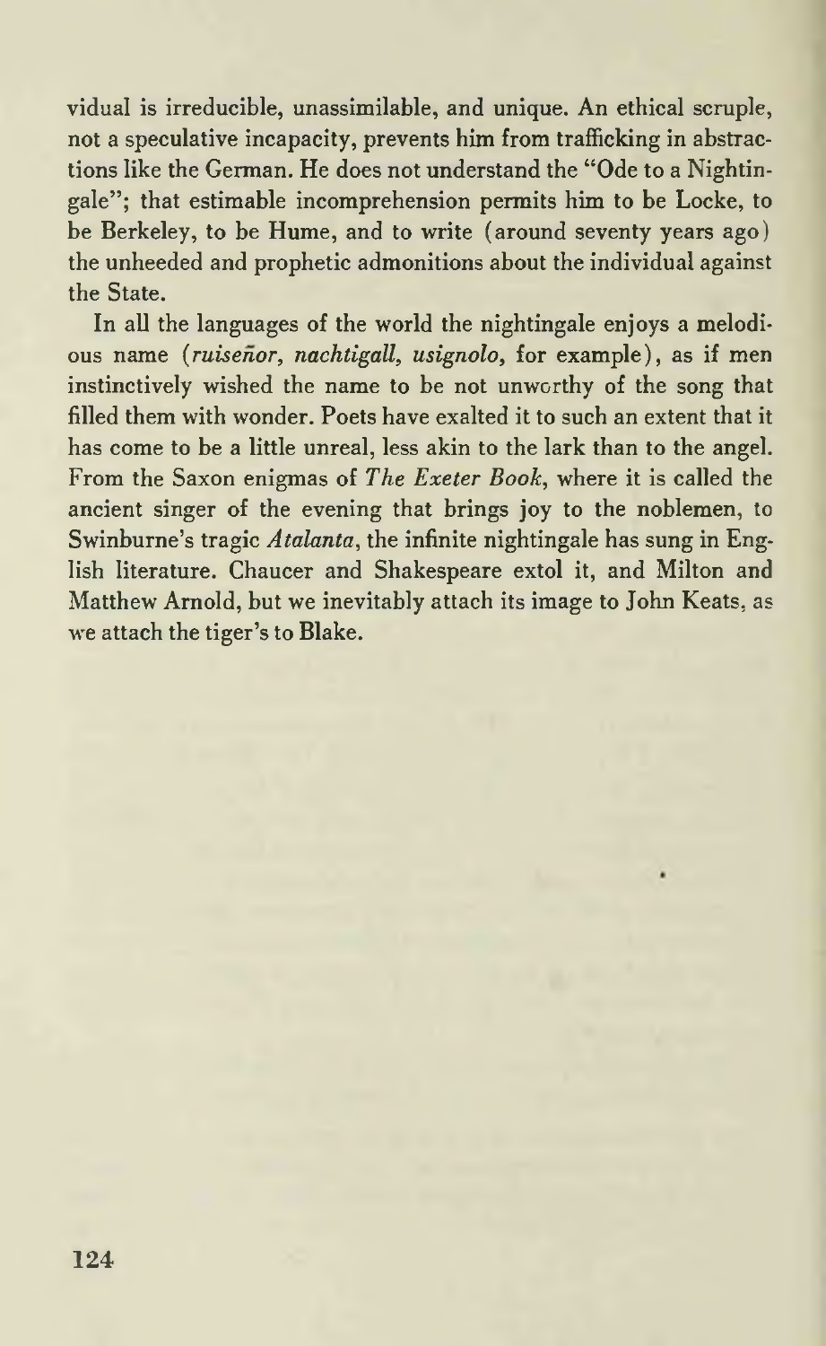vidual is irreducible, unassimilable, and unique. An ethical scruple, not a speculative incapacity, prevents him from trafficking in abstractions like the German. He does not understand the "Ode to a Nightingale"; that estimable incomprehension permits him to be Locke, to be Berkeley, to be Hume, and to write (around seventy years ago) the unheeded and prophetic admonitions about the individual against the State.

In all the languages of the world the nightingale enjoys a melodious name (*ruiseñor, nachtigall, usignolo,* for example), as if men instinctively wished the name to be not unworthy of the song that filled them with wonder. Poets have exalted it to such an extent that it has come to be a little unreal, less akin to the lark than to the angel. From the Saxon enigmas of *The Exeter Book*, where it is called the ancient singer of the evening that brings joy to the noblemen, to Swinburne's tragic *Atalanta*, the infinite nightingale has sung in English literature. Chaucer and Shakespeare extol it, and Milton and Matthew Arnold, but we inevitably attach its image to John Keats, as we attach the tiger's to Blake.